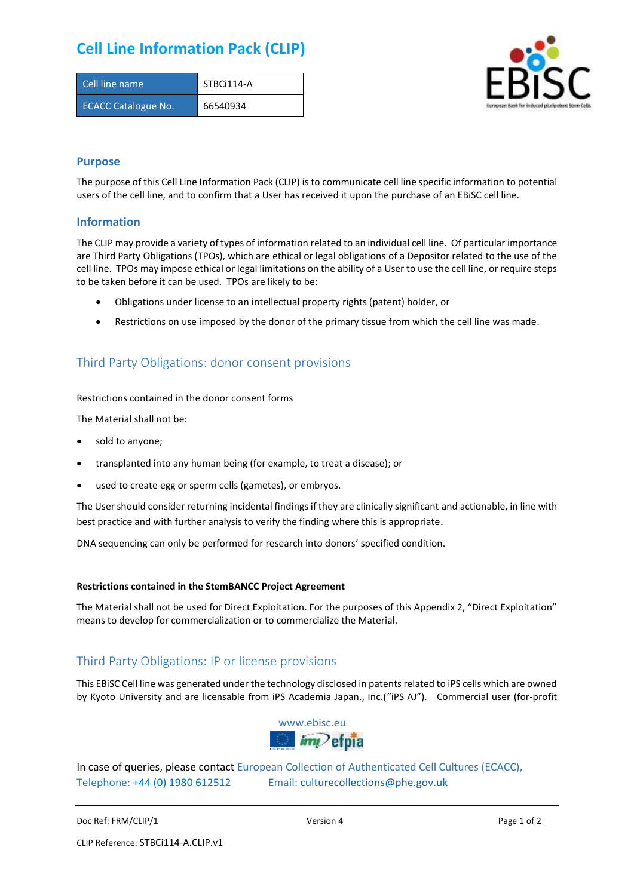# Cell Line Information Pack (CLIP)

| Cell line name | STBCi114-A |
| --- | --- |
| ECACC Catalogue No. | 66540934 |

## Purpose

The purpose of this Cell Line Information Pack (CLIP) is to communicate cell line specific information to potential users of the cell line, and to confirm that a User has received it upon the purchase of an EBiSC cell line.

## Information

The CLIP may provide a variety of types of information related to an individual cell line. Of particular importance are Third Party Obligations (TPOs), which are ethical or legal obligations of a Depositor related to the use of the cell line. TPOs may impose ethical or legal limitations on the ability of a User to use the cell line, or require steps to be taken before it can be used. TPOs are likely to be:

- Obligations under license to an intellectual property rights (patent) holder, or
- Restrictions on use imposed by the donor of the primary tissue from which the cell line was made.

## Third Party Obligations: donor consent provisions

Restrictions contained in the donor consent forms

The Material shall not be:

- sold to anyone;
- transplanted into any human being (for example, to treat a disease); or
- used to create egg or sperm cells (gametes), or embryos.

The User should consider returning incidental findings if they are clinically significant and actionable, in line with best practice and with further analysis to verify the finding where this is appropriate.

DNA sequencing can only be performed for research into donors' specified condition.

**Restrictions contained in the StemBANCC Project Agreement**

The Material shall not be used for Direct Exploitation. For the purposes of this Appendix 2, "Direct Exploitation" means to develop for commercialization or to commercialize the Material.

## Third Party Obligations: IP or license provisions

This EBiSC Cell line was generated under the technology disclosed in patents related to iPS cells which are owned by Kyoto University and are licensable from iPS Academia Japan., Inc.("iPS AJ"). Commercial user (for-profit

www.ebisc.eu

In case of queries, please contact European Collection of Authenticated Cell Cultures (ECACC), Telephone: +44 (0) 1980 612512 Email: culturecollections@phe.gov.uk

Doc Ref: FRM/CLIP/1 Version 4

CLIP Reference: STBCi114-A.CLIP.v1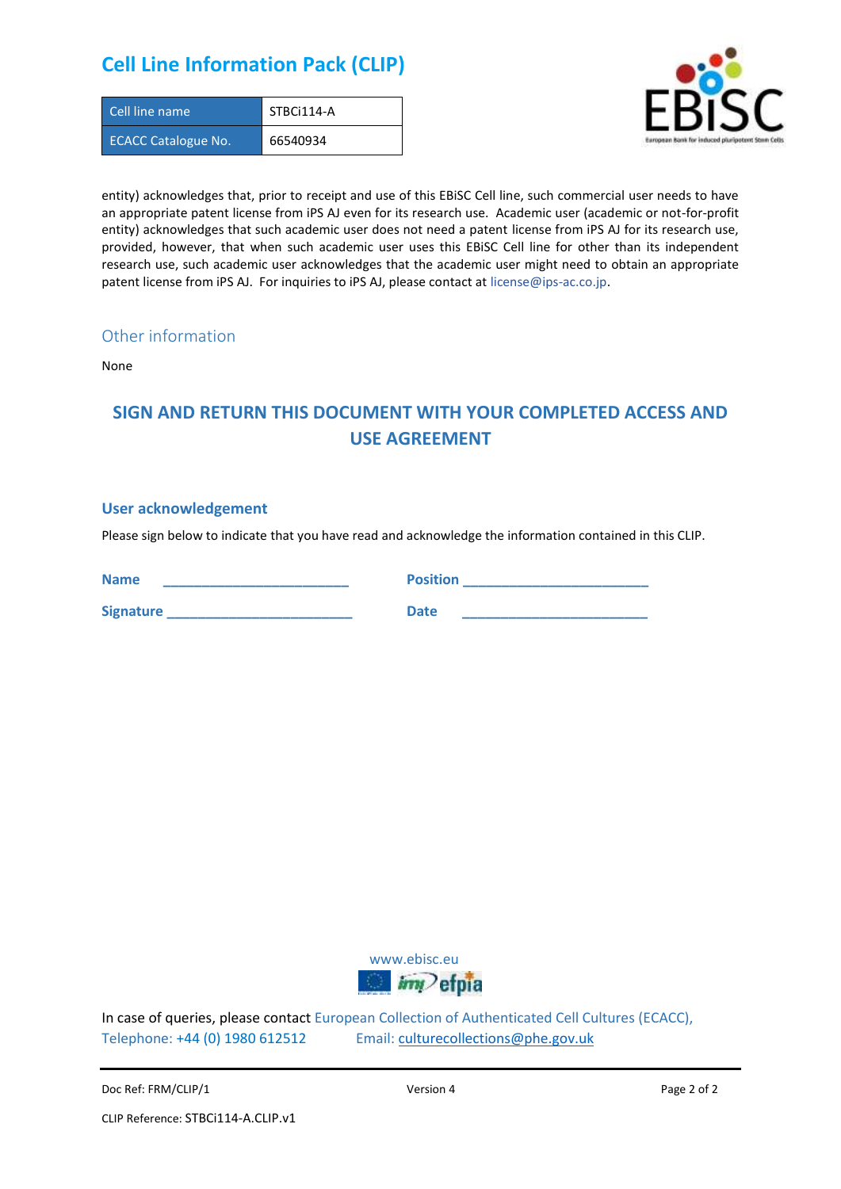# Cell Line Information Pack (CLIP)

| | |
|---|---|
| Cell line name | STBCi114-A |
| ECACC Catalogue No. | 66540934 |

entity) acknowledges that, prior to receipt and use of this EBiSC Cell line, such commercial user needs to have an appropriate patent license from iPS AJ even for its research use. Academic user (academic or not-for-profit entity) acknowledges that such academic user does not need a patent license from iPS AJ for its research use, provided, however, that when such academic user uses this EBiSC Cell line for other than its independent research use, such academic user acknowledges that the academic user might need to obtain an appropriate patent license from iPS AJ. For inquiries to iPS AJ, please contact at license@ips-ac.co.jp.

## Other information

None

## SIGN AND RETURN THIS DOCUMENT WITH YOUR COMPLETED ACCESS AND USE AGREEMENT

### User acknowledgement

Please sign below to indicate that you have read and acknowledge the information contained in this CLIP.

**Name** ________________________ **Position** ________________________

**Signature** ________________________ **Date** ________________________

www.ebisc.eu

In case of queries, please contact European Collection of Authenticated Cell Cultures (ECACC), Telephone: +44 (0) 1980 612512 Email: culturecollections@phe.gov.uk

Doc Ref: FRM/CLIP/1 Version 4

CLIP Reference: STBCi114-A.CLIP.v1